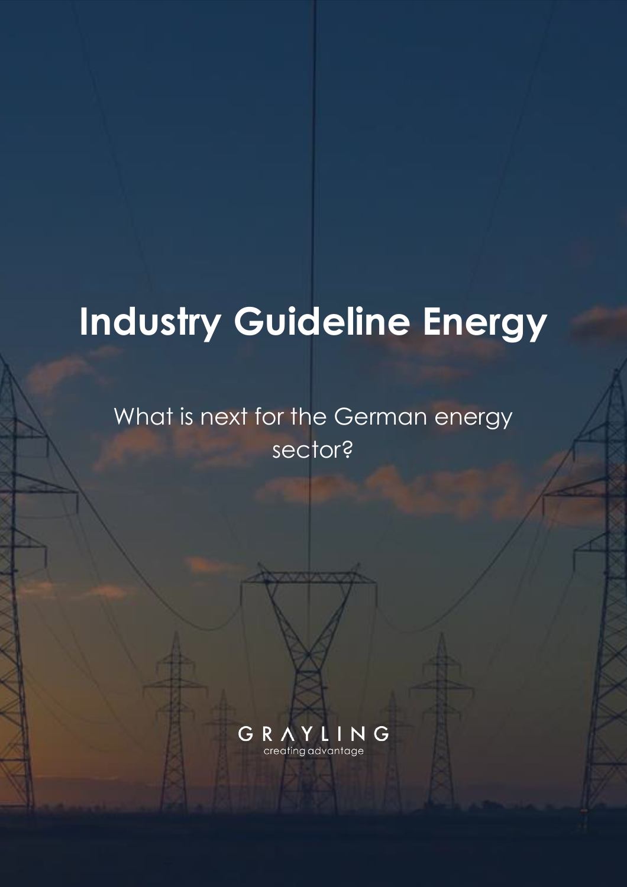# Industry Guideline Energy

What is next for the German energy sector?

GRAYLING
creating advantage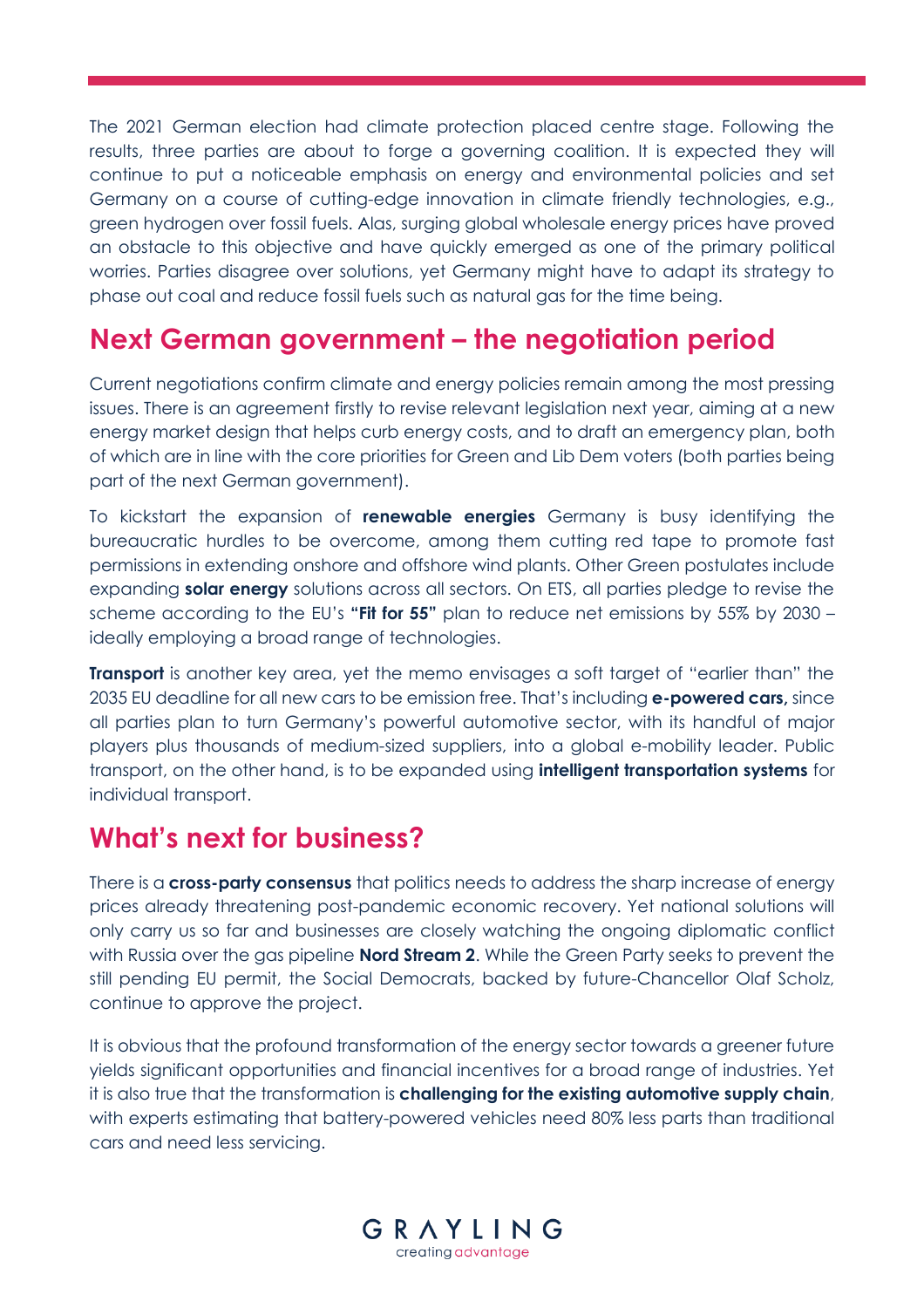The 2021 German election had climate protection placed centre stage. Following the results, three parties are about to forge a governing coalition. It is expected they will continue to put a noticeable emphasis on energy and environmental policies and set Germany on a course of cutting-edge innovation in climate friendly technologies, e.g., green hydrogen over fossil fuels. Alas, surging global wholesale energy prices have proved an obstacle to this objective and have quickly emerged as one of the primary political worries. Parties disagree over solutions, yet Germany might have to adapt its strategy to phase out coal and reduce fossil fuels such as natural gas for the time being.

## Next German government – the negotiation period

Current negotiations confirm climate and energy policies remain among the most pressing issues. There is an agreement firstly to revise relevant legislation next year, aiming at a new energy market design that helps curb energy costs, and to draft an emergency plan, both of which are in line with the core priorities for Green and Lib Dem voters (both parties being part of the next German government).

To kickstart the expansion of **renewable energies** Germany is busy identifying the bureaucratic hurdles to be overcome, among them cutting red tape to promote fast permissions in extending onshore and offshore wind plants. Other Green postulates include expanding **solar energy** solutions across all sectors. On ETS, all parties pledge to revise the scheme according to the EU's **"Fit for 55"** plan to reduce net emissions by 55% by 2030 – ideally employing a broad range of technologies.

**Transport** is another key area, yet the memo envisages a soft target of "earlier than" the 2035 EU deadline for all new cars to be emission free. That's including **e-powered cars,** since all parties plan to turn Germany's powerful automotive sector, with its handful of major players plus thousands of medium-sized suppliers, into a global e-mobility leader. Public transport, on the other hand, is to be expanded using **intelligent transportation systems** for individual transport.

## What's next for business?

There is a **cross-party consensus** that politics needs to address the sharp increase of energy prices already threatening post-pandemic economic recovery. Yet national solutions will only carry us so far and businesses are closely watching the ongoing diplomatic conflict with Russia over the gas pipeline **Nord Stream 2**. While the Green Party seeks to prevent the still pending EU permit, the Social Democrats, backed by future-Chancellor Olaf Scholz, continue to approve the project.

It is obvious that the profound transformation of the energy sector towards a greener future yields significant opportunities and financial incentives for a broad range of industries. Yet it is also true that the transformation is **challenging for the existing automotive supply chain**, with experts estimating that battery-powered vehicles need 80% less parts than traditional cars and need less servicing.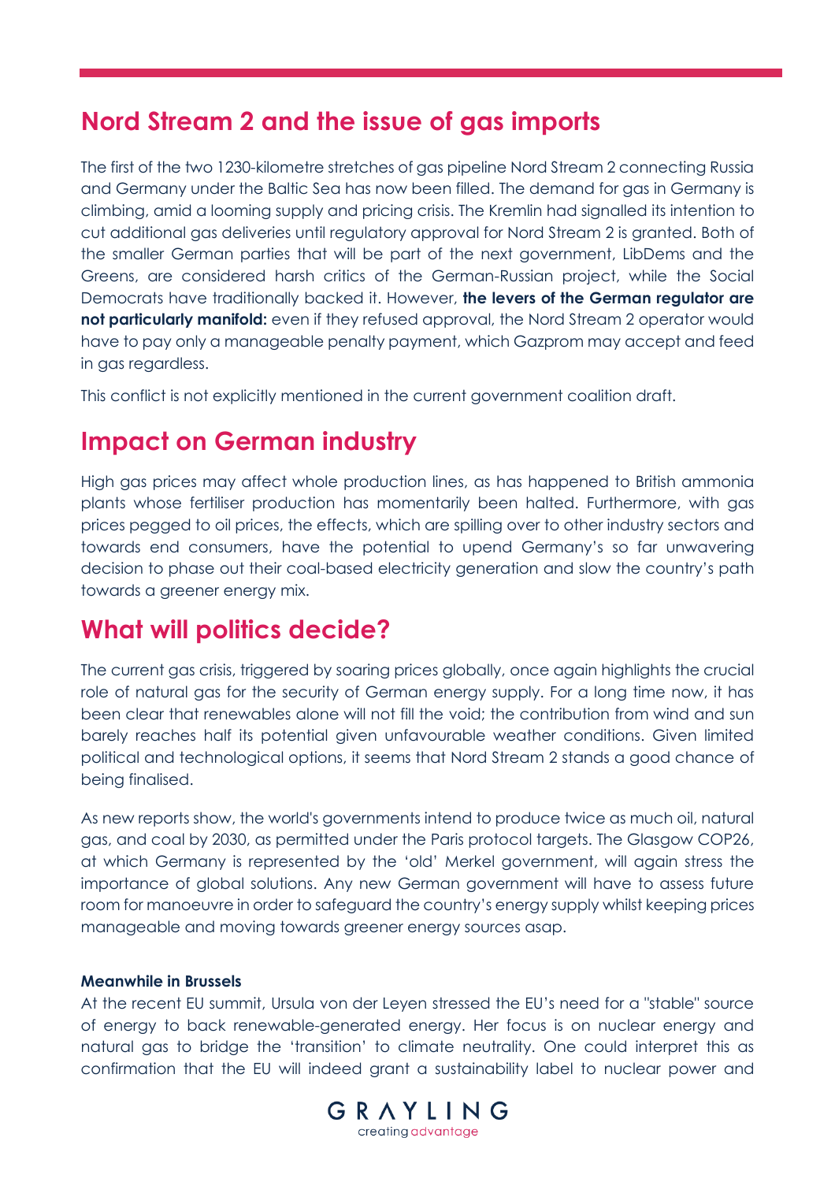## Nord Stream 2 and the issue of gas imports

The first of the two 1230-kilometre stretches of gas pipeline Nord Stream 2 connecting Russia and Germany under the Baltic Sea has now been filled. The demand for gas in Germany is climbing, amid a looming supply and pricing crisis. The Kremlin had signalled its intention to cut additional gas deliveries until regulatory approval for Nord Stream 2 is granted. Both of the smaller German parties that will be part of the next government, LibDems and the Greens, are considered harsh critics of the German-Russian project, while the Social Democrats have traditionally backed it. However, **the levers of the German regulator are not particularly manifold:** even if they refused approval, the Nord Stream 2 operator would have to pay only a manageable penalty payment, which Gazprom may accept and feed in gas regardless.

This conflict is not explicitly mentioned in the current government coalition draft.

## Impact on German industry

High gas prices may affect whole production lines, as has happened to British ammonia plants whose fertiliser production has momentarily been halted. Furthermore, with gas prices pegged to oil prices, the effects, which are spilling over to other industry sectors and towards end consumers, have the potential to upend Germany's so far unwavering decision to phase out their coal-based electricity generation and slow the country's path towards a greener energy mix.

## What will politics decide?

The current gas crisis, triggered by soaring prices globally, once again highlights the crucial role of natural gas for the security of German energy supply. For a long time now, it has been clear that renewables alone will not fill the void; the contribution from wind and sun barely reaches half its potential given unfavourable weather conditions. Given limited political and technological options, it seems that Nord Stream 2 stands a good chance of being finalised.

As new reports show, the world's governments intend to produce twice as much oil, natural gas, and coal by 2030, as permitted under the Paris protocol targets. The Glasgow COP26, at which Germany is represented by the 'old' Merkel government, will again stress the importance of global solutions. Any new German government will have to assess future room for manoeuvre in order to safeguard the country's energy supply whilst keeping prices manageable and moving towards greener energy sources asap.

#### Meanwhile in Brussels

At the recent EU summit, Ursula von der Leyen stressed the EU's need for a "stable" source of energy to back renewable-generated energy. Her focus is on nuclear energy and natural gas to bridge the 'transition' to climate neutrality. One could interpret this as confirmation that the EU will indeed grant a sustainability label to nuclear power and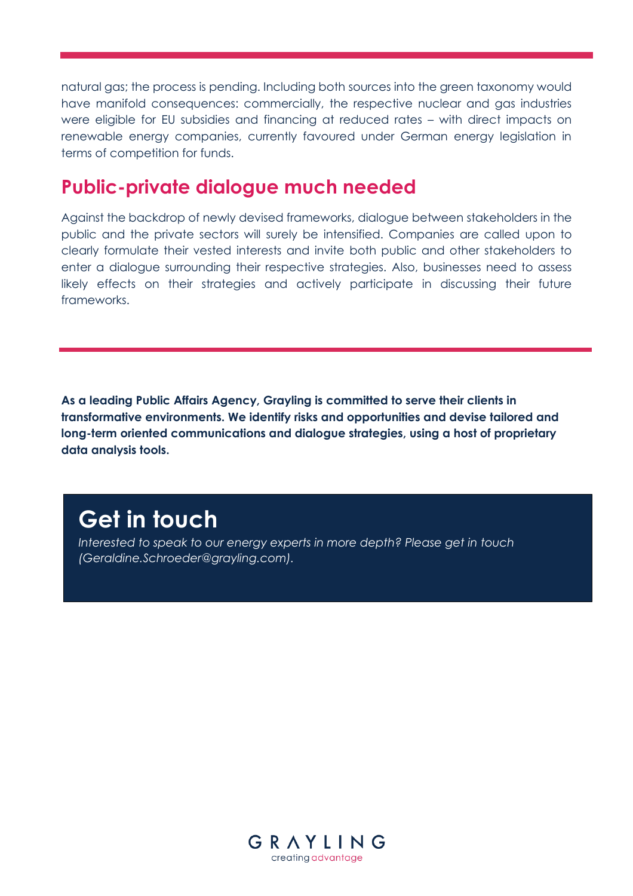natural gas; the process is pending. Including both sources into the green taxonomy would have manifold consequences: commercially, the respective nuclear and gas industries were eligible for EU subsidies and financing at reduced rates – with direct impacts on renewable energy companies, currently favoured under German energy legislation in terms of competition for funds.

## Public-private dialogue much needed

Against the backdrop of newly devised frameworks, dialogue between stakeholders in the public and the private sectors will surely be intensified. Companies are called upon to clearly formulate their vested interests and invite both public and other stakeholders to enter a dialogue surrounding their respective strategies. Also, businesses need to assess likely effects on their strategies and actively participate in discussing their future frameworks.

**As a leading Public Affairs Agency, Grayling is committed to serve their clients in transformative environments. We identify risks and opportunities and devise tailored and long-term oriented communications and dialogue strategies, using a host of proprietary data analysis tools.**

## Get in touch

*Interested to speak to our energy experts in more depth? Please get in touch (Geraldine.Schroeder@grayling.com).*

GRAYLING
creating advantage